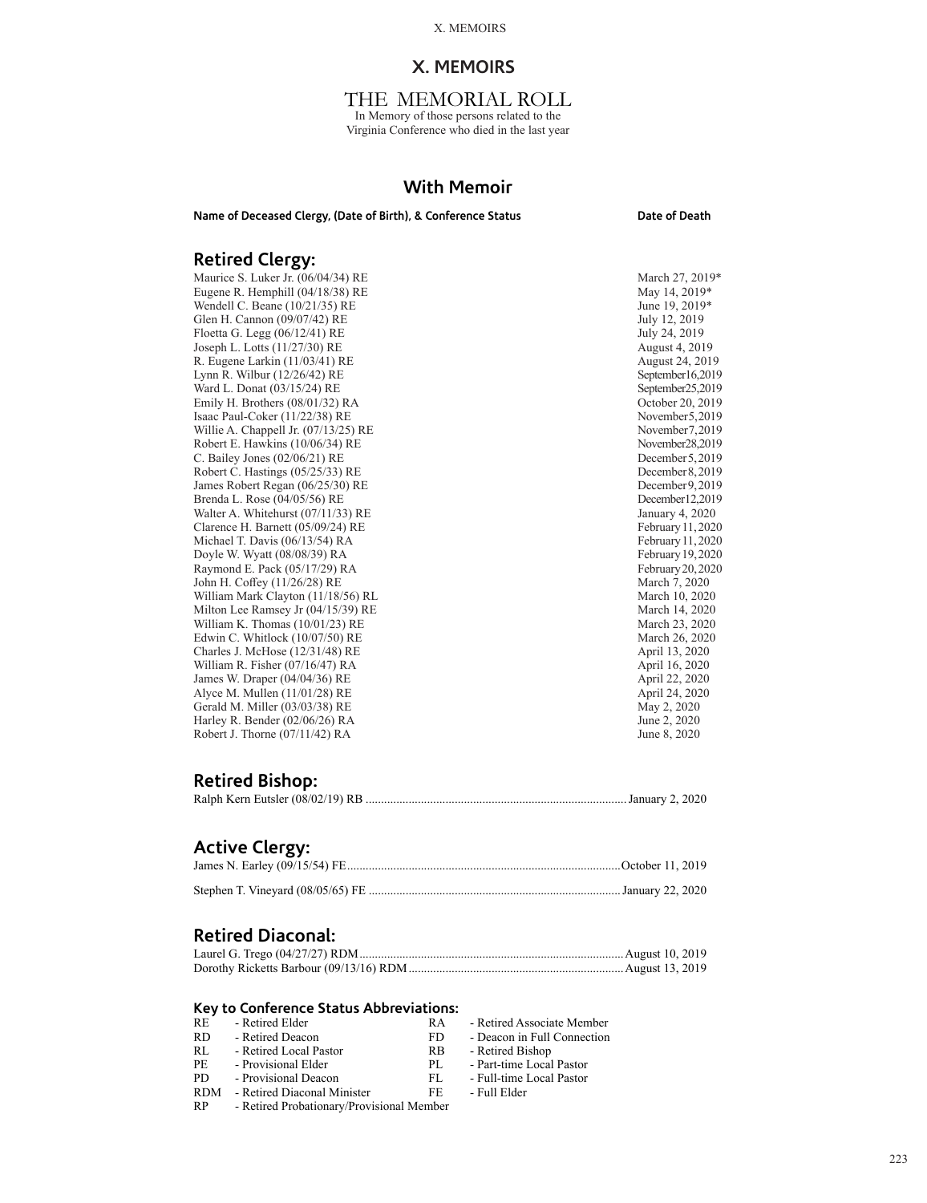# X. MEMOIRS

## THE MEMORIAL ROLL

In Memory of those persons related to the Virginia Conference who died in the last year

## With Memoir

| Name of Deceased Clergy, (Date of Birth), & Conference Status | Date of Death |
|---|---|

### Retired Clergy:

| Name | Date of Death |
|---|---|
| Maurice S. Luker Jr. (06/04/34) RE | March 27, 2019* |
| Eugene R. Hemphill (04/18/38) RE | May 14, 2019* |
| Wendell C. Beane (10/21/35) RE | June 19, 2019* |
| Glen H. Cannon (09/07/42) RE | July 12, 2019 |
| Floetta G. Legg (06/12/41) RE | July 24, 2019 |
| Joseph L. Lotts (11/27/30) RE | August 4, 2019 |
| R. Eugene Larkin (11/03/41) RE | August 24, 2019 |
| Lynn R. Wilbur (12/26/42) RE | September 16, 2019 |
| Ward L. Donat (03/15/24) RE | September 25, 2019 |
| Emily H. Brothers (08/01/32) RA | October 20, 2019 |
| Isaac Paul-Coker (11/22/38) RE | November 5, 2019 |
| Willie A. Chappell Jr. (07/13/25) RE | November 7, 2019 |
| Robert E. Hawkins (10/06/34) RE | November 28, 2019 |
| C. Bailey Jones (02/06/21) RE | December 5, 2019 |
| Robert C. Hastings (05/25/33) RE | December 8, 2019 |
| James Robert Regan (06/25/30) RE | December 9, 2019 |
| Brenda L. Rose (04/05/56) RE | December 12, 2019 |
| Walter A. Whitehurst (07/11/33) RE | January 4, 2020 |
| Clarence H. Barnett (05/09/24) RE | February 11, 2020 |
| Michael T. Davis (06/13/54) RA | February 11, 2020 |
| Doyle W. Wyatt (08/08/39) RA | February 19, 2020 |
| Raymond E. Pack (05/17/29) RA | February 20, 2020 |
| John H. Coffey (11/26/28) RE | March 7, 2020 |
| William Mark Clayton (11/18/56) RL | March 10, 2020 |
| Milton Lee Ramsey Jr (04/15/39) RE | March 14, 2020 |
| William K. Thomas (10/01/23) RE | March 23, 2020 |
| Edwin C. Whitlock (10/07/50) RE | March 26, 2020 |
| Charles J. McHose (12/31/48) RE | April 13, 2020 |
| William R. Fisher (07/16/47) RA | April 16, 2020 |
| James W. Draper (04/04/36) RE | April 22, 2020 |
| Alyce M. Mullen (11/01/28) RE | April 24, 2020 |
| Gerald M. Miller (03/03/38) RE | May 2, 2020 |
| Harley R. Bender (02/06/26) RA | June 2, 2020 |
| Robert J. Thorne (07/11/42) RA | June 8, 2020 |

### Retired Bishop:

Ralph Kern Eutsler (08/02/19) RB .................... January 2, 2020

### Active Clergy:

James N. Earley (09/15/54) FE .................... October 11, 2019

Stephen T. Vineyard (08/05/65) FE .................... January 22, 2020

### Retired Diaconal:

Laurel G. Trego (04/27/27) RDM .................... August 10, 2019

Dorothy Ricketts Barbour (09/13/16) RDM .................... August 13, 2019

### Key to Conference Status Abbreviations:

| | | | |
|---|---|---|---|
| RE | - Retired Elder | RA | - Retired Associate Member |
| RD | - Retired Deacon | FD | - Deacon in Full Connection |
| RL | - Retired Local Pastor | RB | - Retired Bishop |
| PE | - Provisional Elder | PL | - Part-time Local Pastor |
| PD | - Provisional Deacon | FL | - Full-time Local Pastor |
| RDM | - Retired Diaconal Minister | FE | - Full Elder |
| RP | - Retired Probationary/Provisional Member | | |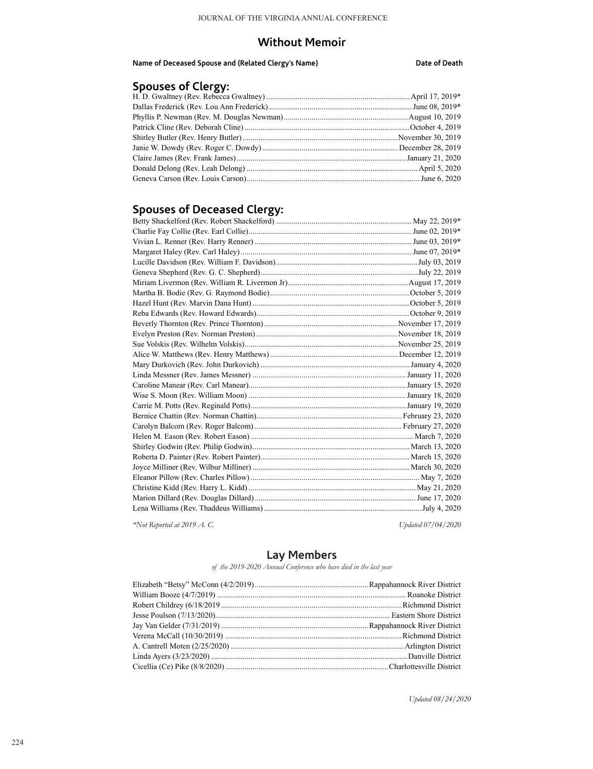## Without Memoir

| Name of Deceased Spouse and (Related Clergy's Name) | Date of Death |
|---|---|

### Spouses of Clergy:

| Name | Date of Death |
|---|---|
| H. D. Gwaltney (Rev. Rebecca Gwaltney) | April 17, 2019* |
| Dallas Frederick (Rev. Lou Ann Frederick) | June 08, 2019* |
| Phyllis P. Newman (Rev. M. Douglas Newman) | August 10, 2019 |
| Patrick Cline (Rev. Deborah Cline) | October 4, 2019 |
| Shirley Butler (Rev. Henry Butler) | November 30, 2019 |
| Janie W. Dowdy (Rev. Roger C. Dowdy) | December 28, 2019 |
| Claire James (Rev. Frank James) | January 21, 2020 |
| Donald Delong (Rev. Leah Delong) | April 5, 2020 |
| Geneva Carson (Rev. Louis Carson) | June 6, 2020 |

### Spouses of Deceased Clergy:

| Name | Date of Death |
|---|---|
| Betty Shackelford (Rev. Robert Shackelford) | May 22, 2019* |
| Charlie Fay Collie (Rev. Earl Collie) | June 02, 2019* |
| Vivian L. Renner (Rev. Harry Renner) | June 03, 2019* |
| Margaret Haley (Rev. Carl Haley) | June 07, 2019* |
| Lucille Davidson (Rev. William F. Davidson) | July 03, 2019 |
| Geneva Shepherd (Rev. G. C. Shepherd) | July 22, 2019 |
| Miriam Livermon (Rev. William R. Livermon Jr) | August 17, 2019 |
| Martha B. Bodie (Rev. G. Raymond Bodie) | October 5, 2019 |
| Hazel Hunt (Rev. Marvin Dana Hunt) | October 5, 2019 |
| Reba Edwards (Rev. Howard Edwards) | October 9, 2019 |
| Beverly Thornton (Rev. Prince Thornton) | November 17, 2019 |
| Evelyn Preston (Rev. Norman Preston) | November 18, 2019 |
| Sue Volskis (Rev. Wilhelm Volskis) | November 25, 2019 |
| Alice W. Matthews (Rev. Henry Matthews) | December 12, 2019 |
| Mary Durkovich (Rev. John Durkovich) | January 4, 2020 |
| Linda Messner (Rev. James Messner) | January 11, 2020 |
| Caroline Manear (Rev. Carl Manear) | January 15, 2020 |
| Wise S. Moon (Rev. William Moon) | January 18, 2020 |
| Carrie M. Potts (Rev. Reginald Potts) | January 19, 2020 |
| Bernice Chattin (Rev. Norman Chattin) | February 23, 2020 |
| Carolyn Balcom (Rev. Roger Balcom) | February 27, 2020 |
| Helen M. Eason (Rev. Robert Eason) | March 7, 2020 |
| Shirley Godwin (Rev. Philip Godwin) | March 13, 2020 |
| Roberta D. Painter (Rev. Robert Painter) | March 15, 2020 |
| Joyce Milliner (Rev. Wilbur Milliner) | March 30, 2020 |
| Eleanor Pillow (Rev. Charles Pillow) | May 7, 2020 |
| Christine Kidd (Rev. Harry L. Kidd) | May 21, 2020 |
| Marion Dillard (Rev. Douglas Dillard) | June 17, 2020 |
| Lena Williams (Rev. Thaddeus Williams) | July 4, 2020 |

*\*Not Reported at 2019 A. C.* *Updated 07/04/2020*

## Lay Members

*of the 2019-2020 Annual Conference who have died in the last year*

| Name | District |
|---|---|
| Elizabeth "Betsy" McConn (4/2/2019) | Rappahannock River District |
| William Booze (4/7/2019) | Roanoke District |
| Robert Childrey (6/18/2019 | Richmond District |
| Jesse Poulson (7/13/2020) | Eastern Shore District |
| Jay Van Gelder (7/31/2019) | Rappahannock River District |
| Verena McCall (10/30/2019) | Richmond District |
| A. Cantrell Moten (2/25/2020) | Arlington District |
| Linda Ayers (3/23/2020) | Danville District |
| Cicellia (Ce) Pike (8/8/2020) | Charlottesville District |

*Updated 08/24/2020*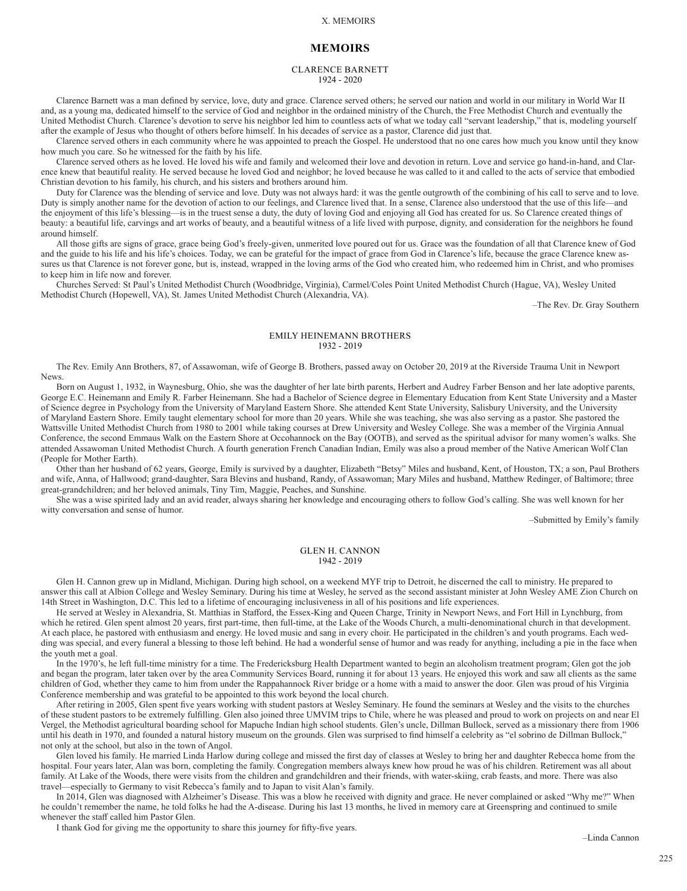# MEMOIRS

## CLARENCE BARNETT
1924 - 2020

Clarence Barnett was a man defined by service, love, duty and grace. Clarence served others; he served our nation and world in our military in World War II and, as a young ma, dedicated himself to the service of God and neighbor in the ordained ministry of the Church, the Free Methodist Church and eventually the United Methodist Church. Clarence's devotion to serve his neighbor led him to countless acts of what we today call "servant leadership," that is, modeling yourself after the example of Jesus who thought of others before himself. In his decades of service as a pastor, Clarence did just that.

Clarence served others in each community where he was appointed to preach the Gospel. He understood that no one cares how much you know until they know how much you care. So he witnessed for the faith by his life.

Clarence served others as he loved. He loved his wife and family and welcomed their love and devotion in return. Love and service go hand-in-hand, and Clarence knew that beautiful reality. He served because he loved God and neighbor; he loved because he was called to it and called to the acts of service that embodied Christian devotion to his family, his church, and his sisters and brothers around him.

Duty for Clarence was the blending of service and love. Duty was not always hard: it was the gentle outgrowth of the combining of his call to serve and to love. Duty is simply another name for the devotion of action to our feelings, and Clarence lived that. In a sense, Clarence also understood that the use of this life—and the enjoyment of this life's blessing—is in the truest sense a duty, the duty of loving God and enjoying all God has created for us. So Clarence created things of beauty: a beautiful life, carvings and art works of beauty, and a beautiful witness of a life lived with purpose, dignity, and consideration for the neighbors he found around himself.

All those gifts are signs of grace, grace being God's freely-given, unmerited love poured out for us. Grace was the foundation of all that Clarence knew of God and the guide to his life and his life's choices. Today, we can be grateful for the impact of grace from God in Clarence's life, because the grace Clarence knew assures us that Clarence is not forever gone, but is, instead, wrapped in the loving arms of the God who created him, who redeemed him in Christ, and who promises to keep him in life now and forever.

Churches Served: St Paul's United Methodist Church (Woodbridge, Virginia), Carmel/Coles Point United Methodist Church (Hague, VA), Wesley United Methodist Church (Hopewell, VA), St. James United Methodist Church (Alexandria, VA).

–The Rev. Dr. Gray Southern

## EMILY HEINEMANN BROTHERS
1932 - 2019

The Rev. Emily Ann Brothers, 87, of Assawoman, wife of George B. Brothers, passed away on October 20, 2019 at the Riverside Trauma Unit in Newport News.

Born on August 1, 1932, in Waynesburg, Ohio, she was the daughter of her late birth parents, Herbert and Audrey Farber Benson and her late adoptive parents, George E.C. Heinemann and Emily R. Farber Heinemann. She had a Bachelor of Science degree in Elementary Education from Kent State University and a Master of Science degree in Psychology from the University of Maryland Eastern Shore. She attended Kent State University, Salisbury University, and the University of Maryland Eastern Shore. Emily taught elementary school for more than 20 years. While she was teaching, she was also serving as a pastor. She pastored the Wattsville United Methodist Church from 1980 to 2001 while taking courses at Drew University and Wesley College. She was a member of the Virginia Annual Conference, the second Emmaus Walk on the Eastern Shore at Occohannock on the Bay (OOTB), and served as the spiritual advisor for many women's walks. She attended Assawoman United Methodist Church. A fourth generation French Canadian Indian, Emily was also a proud member of the Native American Wolf Clan (People for Mother Earth).

Other than her husband of 62 years, George, Emily is survived by a daughter, Elizabeth "Betsy" Miles and husband, Kent, of Houston, TX; a son, Paul Brothers and wife, Anna, of Hallwood; grand-daughter, Sara Blevins and husband, Randy, of Assawoman; Mary Miles and husband, Matthew Redinger, of Baltimore; three great-grandchildren; and her beloved animals, Tiny Tim, Maggie, Peaches, and Sunshine.

She was a wise spirited lady and an avid reader, always sharing her knowledge and encouraging others to follow God's calling. She was well known for her witty conversation and sense of humor.

–Submitted by Emily's family

## GLEN H. CANNON
1942 - 2019

Glen H. Cannon grew up in Midland, Michigan. During high school, on a weekend MYF trip to Detroit, he discerned the call to ministry. He prepared to answer this call at Albion College and Wesley Seminary. During his time at Wesley, he served as the second assistant minister at John Wesley AME Zion Church on 14th Street in Washington, D.C. This led to a lifetime of encouraging inclusiveness in all of his positions and life experiences.

He served at Wesley in Alexandria, St. Matthias in Stafford, the Essex-King and Queen Charge, Trinity in Newport News, and Fort Hill in Lynchburg, from which he retired. Glen spent almost 20 years, first part-time, then full-time, at the Lake of the Woods Church, a multi-denominational church in that development. At each place, he pastored with enthusiasm and energy. He loved music and sang in every choir. He participated in the children's and youth programs. Each wedding was special, and every funeral a blessing to those left behind. He had a wonderful sense of humor and was ready for anything, including a pie in the face when the youth met a goal.

In the 1970's, he left full-time ministry for a time. The Fredericksburg Health Department wanted to begin an alcoholism treatment program; Glen got the job and began the program, later taken over by the area Community Services Board, running it for about 13 years. He enjoyed this work and saw all clients as the same children of God, whether they came to him from under the Rappahannock River bridge or a home with a maid to answer the door. Glen was proud of his Virginia Conference membership and was grateful to be appointed to this work beyond the local church.

After retiring in 2005, Glen spent five years working with student pastors at Wesley Seminary. He found the seminars at Wesley and the visits to the churches of these student pastors to be extremely fulfilling. Glen also joined three UMVIM trips to Chile, where he was pleased and proud to work on projects on and near El Vergel, the Methodist agricultural boarding school for Mapuche Indian high school students. Glen's uncle, Dillman Bullock, served as a missionary there from 1906 until his death in 1970, and founded a natural history museum on the grounds. Glen was surprised to find himself a celebrity as "el sobrino de Dillman Bullock," not only at the school, but also in the town of Angol.

Glen loved his family. He married Linda Harlow during college and missed the first day of classes at Wesley to bring her and daughter Rebecca home from the hospital. Four years later, Alan was born, completing the family. Congregation members always knew how proud he was of his children. Retirement was all about family. At Lake of the Woods, there were visits from the children and grandchildren and their friends, with water-skiing, crab feasts, and more. There was also travel—especially to Germany to visit Rebecca's family and to Japan to visit Alan's family.

In 2014, Glen was diagnosed with Alzheimer's Disease. This was a blow he received with dignity and grace. He never complained or asked "Why me?" When he couldn't remember the name, he told folks he had the A-disease. During his last 13 months, he lived in memory care at Greenspring and continued to smile whenever the staff called him Pastor Glen.

I thank God for giving me the opportunity to share this journey for fifty-five years.

–Linda Cannon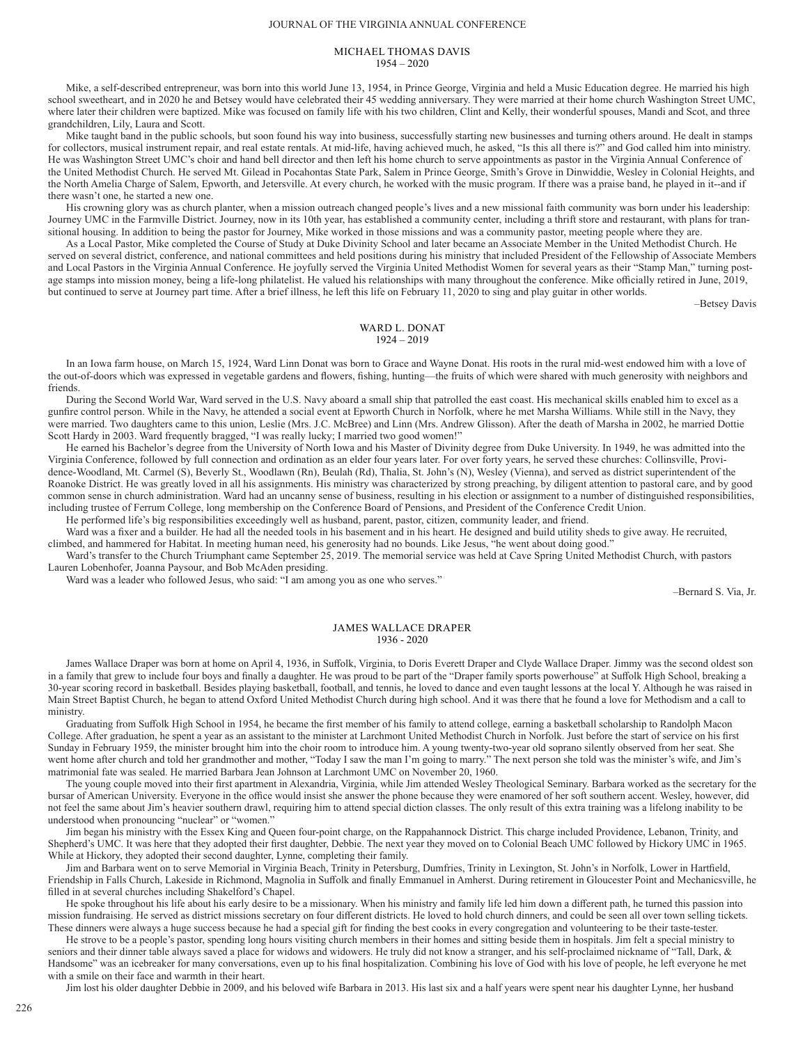## MICHAEL THOMAS DAVIS
1954 – 2020

Mike, a self-described entrepreneur, was born into this world June 13, 1954, in Prince George, Virginia and held a Music Education degree. He married his high school sweetheart, and in 2020 he and Betsey would have celebrated their 45 wedding anniversary. They were married at their home church Washington Street UMC, where later their children were baptized. Mike was focused on family life with his two children, Clint and Kelly, their wonderful spouses, Mandi and Scot, and three grandchildren, Lily, Laura and Scott.

Mike taught band in the public schools, but soon found his way into business, successfully starting new businesses and turning others around. He dealt in stamps for collectors, musical instrument repair, and real estate rentals. At mid-life, having achieved much, he asked, "Is this all there is?" and God called him into ministry. He was Washington Street UMC's choir and hand bell director and then left his home church to serve appointments as pastor in the Virginia Annual Conference of the United Methodist Church. He served Mt. Gilead in Pocahontas State Park, Salem in Prince George, Smith's Grove in Dinwiddie, Wesley in Colonial Heights, and the North Amelia Charge of Salem, Epworth, and Jetersville. At every church, he worked with the music program. If there was a praise band, he played in it--and if there wasn't one, he started a new one.

His crowning glory was as church planter, when a mission outreach changed people's lives and a new missional faith community was born under his leadership: Journey UMC in the Farmville District. Journey, now in its 10th year, has established a community center, including a thrift store and restaurant, with plans for transitional housing. In addition to being the pastor for Journey, Mike worked in those missions and was a community pastor, meeting people where they are.

As a Local Pastor, Mike completed the Course of Study at Duke Divinity School and later became an Associate Member in the United Methodist Church. He served on several district, conference, and national committees and held positions during his ministry that included President of the Fellowship of Associate Members and Local Pastors in the Virginia Annual Conference. He joyfully served the Virginia United Methodist Women for several years as their "Stamp Man," turning postage stamps into mission money, being a life-long philatelist. He valued his relationships with many throughout the conference. Mike officially retired in June, 2019, but continued to serve at Journey part time. After a brief illness, he left this life on February 11, 2020 to sing and play guitar in other worlds.

–Betsey Davis

## WARD L. DONAT
1924 – 2019

In an Iowa farm house, on March 15, 1924, Ward Linn Donat was born to Grace and Wayne Donat. His roots in the rural mid-west endowed him with a love of the out-of-doors which was expressed in vegetable gardens and flowers, fishing, hunting—the fruits of which were shared with much generosity with neighbors and friends.

During the Second World War, Ward served in the U.S. Navy aboard a small ship that patrolled the east coast. His mechanical skills enabled him to excel as a gunfire control person. While in the Navy, he attended a social event at Epworth Church in Norfolk, where he met Marsha Williams. While still in the Navy, they were married. Two daughters came to this union, Leslie (Mrs. J.C. McBree) and Linn (Mrs. Andrew Glisson). After the death of Marsha in 2002, he married Dottie Scott Hardy in 2003. Ward frequently bragged, "I was really lucky; I married two good women!"

He earned his Bachelor's degree from the University of North Iowa and his Master of Divinity degree from Duke University. In 1949, he was admitted into the Virginia Conference, followed by full connection and ordination as an elder four years later. For over forty years, he served these churches: Collinsville, Providence-Woodland, Mt. Carmel (S), Beverly St., Woodlawn (Rn), Beulah (Rd), Thalia, St. John's (N), Wesley (Vienna), and served as district superintendent of the Roanoke District. He was greatly loved in all his assignments. His ministry was characterized by strong preaching, by diligent attention to pastoral care, and by good common sense in church administration. Ward had an uncanny sense of business, resulting in his election or assignment to a number of distinguished responsibilities, including trustee of Ferrum College, long membership on the Conference Board of Pensions, and President of the Conference Credit Union.

He performed life's big responsibilities exceedingly well as husband, parent, pastor, citizen, community leader, and friend.

Ward was a fixer and a builder. He had all the needed tools in his basement and in his heart. He designed and build utility sheds to give away. He recruited, climbed, and hammered for Habitat. In meeting human need, his generosity had no bounds. Like Jesus, "he went about doing good."

Ward's transfer to the Church Triumphant came September 25, 2019. The memorial service was held at Cave Spring United Methodist Church, with pastors Lauren Lobenhofer, Joanna Paysour, and Bob McAden presiding.

Ward was a leader who followed Jesus, who said: "I am among you as one who serves."

–Bernard S. Via, Jr.

## JAMES WALLACE DRAPER
1936 - 2020

James Wallace Draper was born at home on April 4, 1936, in Suffolk, Virginia, to Doris Everett Draper and Clyde Wallace Draper. Jimmy was the second oldest son in a family that grew to include four boys and finally a daughter. He was proud to be part of the "Draper family sports powerhouse" at Suffolk High School, breaking a 30-year scoring record in basketball. Besides playing basketball, football, and tennis, he loved to dance and even taught lessons at the local Y. Although he was raised in Main Street Baptist Church, he began to attend Oxford United Methodist Church during high school. And it was there that he found a love for Methodism and a call to ministry.

Graduating from Suffolk High School in 1954, he became the first member of his family to attend college, earning a basketball scholarship to Randolph Macon College. After graduation, he spent a year as an assistant to the minister at Larchmont United Methodist Church in Norfolk. Just before the start of service on his first Sunday in February 1959, the minister brought him into the choir room to introduce him. A young twenty-two-year old soprano silently observed from her seat. She went home after church and told her grandmother and mother, "Today I saw the man I'm going to marry." The next person she told was the minister's wife, and Jim's matrimonial fate was sealed. He married Barbara Jean Johnson at Larchmont UMC on November 20, 1960.

The young couple moved into their first apartment in Alexandria, Virginia, while Jim attended Wesley Theological Seminary. Barbara worked as the secretary for the bursar of American University. Everyone in the office would insist she answer the phone because they were enamored of her soft southern accent. Wesley, however, did not feel the same about Jim's heavier southern drawl, requiring him to attend special diction classes. The only result of this extra training was a lifelong inability to be understood when pronouncing "nuclear" or "women."

Jim began his ministry with the Essex King and Queen four-point charge, on the Rappahannock District. This charge included Providence, Lebanon, Trinity, and Shepherd's UMC. It was here that they adopted their first daughter, Debbie. The next year they moved on to Colonial Beach UMC followed by Hickory UMC in 1965. While at Hickory, they adopted their second daughter, Lynne, completing their family.

Jim and Barbara went on to serve Memorial in Virginia Beach, Trinity in Petersburg, Dumfries, Trinity in Lexington, St. John's in Norfolk, Lower in Hartfield, Friendship in Falls Church, Lakeside in Richmond, Magnolia in Suffolk and finally Emmanuel in Amherst. During retirement in Gloucester Point and Mechanicsville, he filled in at several churches including Shakelford's Chapel.

He spoke throughout his life about his early desire to be a missionary. When his ministry and family life led him down a different path, he turned this passion into mission fundraising. He served as district missions secretary on four different districts. He loved to hold church dinners, and could be seen all over town selling tickets. These dinners were always a huge success because he had a special gift for finding the best cooks in every congregation and volunteering to be their taste-tester.

He strove to be a people's pastor, spending long hours visiting church members in their homes and sitting beside them in hospitals. Jim felt a special ministry to seniors and their dinner table always saved a place for widows and widowers. He truly did not know a stranger, and his self-proclaimed nickname of "Tall, Dark, & Handsome" was an icebreaker for many conversations, even up to his final hospitalization. Combining his love of God with his love of people, he left everyone he met with a smile on their face and warmth in their heart.

Jim lost his older daughter Debbie in 2009, and his beloved wife Barbara in 2013. His last six and a half years were spent near his daughter Lynne, her husband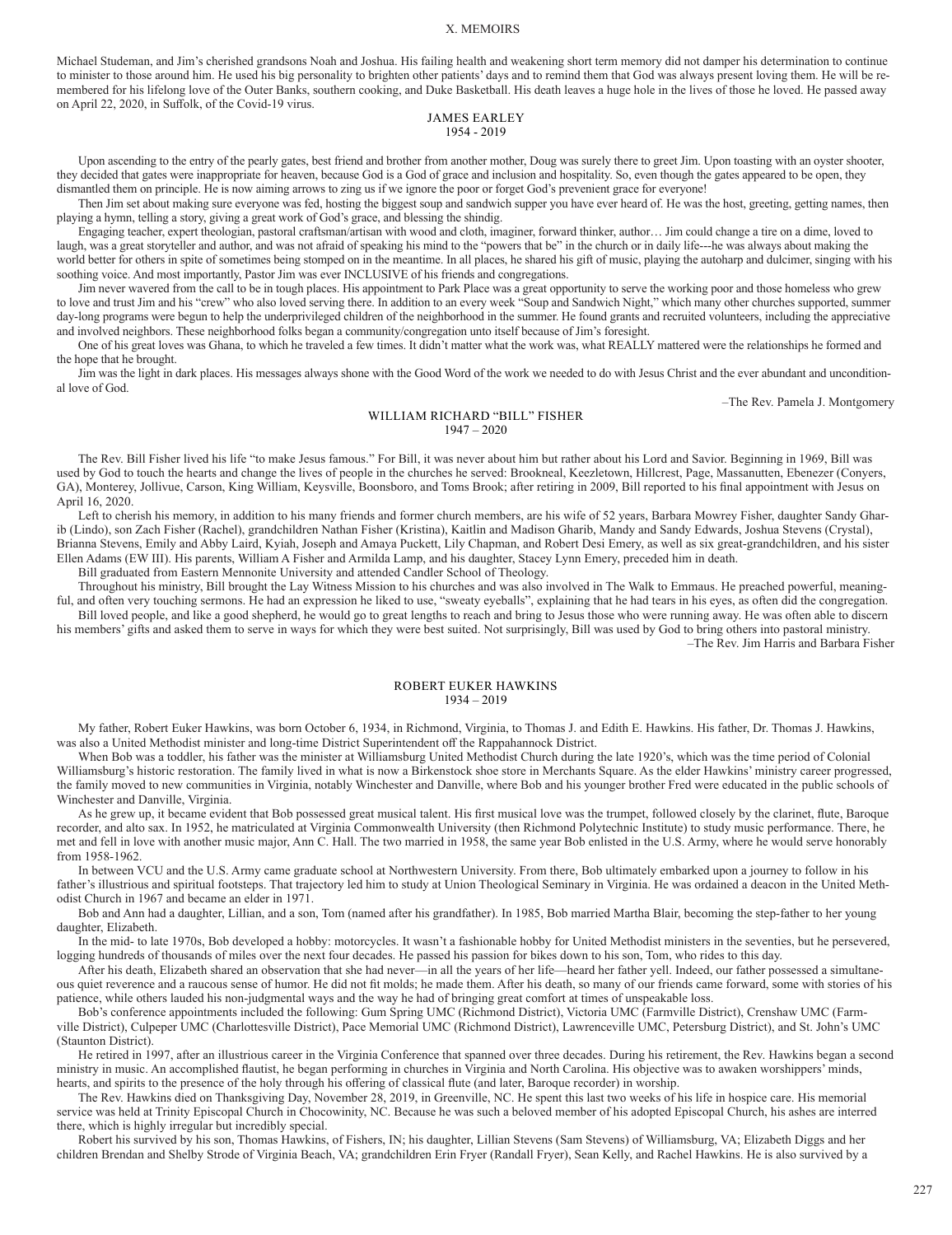Michael Studeman, and Jim's cherished grandsons Noah and Joshua. His failing health and weakening short term memory did not damper his determination to continue to minister to those around him. He used his big personality to brighten other patients' days and to remind them that God was always present loving them. He will be remembered for his lifelong love of the Outer Banks, southern cooking, and Duke Basketball. His death leaves a huge hole in the lives of those he loved. He passed away on April 22, 2020, in Suffolk, of the Covid-19 virus.

## JAMES EARLEY
1954 - 2019

Upon ascending to the entry of the pearly gates, best friend and brother from another mother, Doug was surely there to greet Jim. Upon toasting with an oyster shooter, they decided that gates were inappropriate for heaven, because God is a God of grace and inclusion and hospitality. So, even though the gates appeared to be open, they dismantled them on principle. He is now aiming arrows to zing us if we ignore the poor or forget God's prevenient grace for everyone!

Then Jim set about making sure everyone was fed, hosting the biggest soup and sandwich supper you have ever heard of. He was the host, greeting, getting names, then playing a hymn, telling a story, giving a great work of God's grace, and blessing the shindig.

Engaging teacher, expert theologian, pastoral craftsman/artisan with wood and cloth, imaginer, forward thinker, author… Jim could change a tire on a dime, loved to laugh, was a great storyteller and author, and was not afraid of speaking his mind to the "powers that be" in the church or in daily life---he was always about making the world better for others in spite of sometimes being stomped on in the meantime. In all places, he shared his gift of music, playing the autoharp and dulcimer, singing with his soothing voice. And most importantly, Pastor Jim was ever INCLUSIVE of his friends and congregations.

Jim never wavered from the call to be in tough places. His appointment to Park Place was a great opportunity to serve the working poor and those homeless who grew to love and trust Jim and his "crew" who also loved serving there. In addition to an every week "Soup and Sandwich Night," which many other churches supported, summer day-long programs were begun to help the underprivileged children of the neighborhood in the summer. He found grants and recruited volunteers, including the appreciative and involved neighbors. These neighborhood folks began a community/congregation unto itself because of Jim's foresight.

One of his great loves was Ghana, to which he traveled a few times. It didn't matter what the work was, what REALLY mattered were the relationships he formed and the hope that he brought.

Jim was the light in dark places. His messages always shone with the Good Word of the work we needed to do with Jesus Christ and the ever abundant and unconditional love of God.

–The Rev. Pamela J. Montgomery

## WILLIAM RICHARD "BILL" FISHER
1947 – 2020

The Rev. Bill Fisher lived his life "to make Jesus famous." For Bill, it was never about him but rather about his Lord and Savior. Beginning in 1969, Bill was used by God to touch the hearts and change the lives of people in the churches he served: Brookneal, Keezletown, Hillcrest, Page, Massanutten, Ebenezer (Conyers, GA), Monterey, Jollivue, Carson, King William, Keysville, Boonsboro, and Toms Brook; after retiring in 2009, Bill reported to his final appointment with Jesus on April 16, 2020.

Left to cherish his memory, in addition to his many friends and former church members, are his wife of 52 years, Barbara Mowrey Fisher, daughter Sandy Gharib (Lindo), son Zach Fisher (Rachel), grandchildren Nathan Fisher (Kristina), Kaitlin and Madison Gharib, Mandy and Sandy Edwards, Joshua Stevens (Crystal), Brianna Stevens, Emily and Abby Laird, Kyiah, Joseph and Amaya Puckett, Lily Chapman, and Robert Desi Emery, as well as six great-grandchildren, and his sister Ellen Adams (EW III). His parents, William A Fisher and Armilda Lamp, and his daughter, Stacey Lynn Emery, preceded him in death.

Bill graduated from Eastern Mennonite University and attended Candler School of Theology.

Throughout his ministry, Bill brought the Lay Witness Mission to his churches and was also involved in The Walk to Emmaus. He preached powerful, meaningful, and often very touching sermons. He had an expression he liked to use, "sweaty eyeballs", explaining that he had tears in his eyes, as often did the congregation.

Bill loved people, and like a good shepherd, he would go to great lengths to reach and bring to Jesus those who were running away. He was often able to discern his members' gifts and asked them to serve in ways for which they were best suited. Not surprisingly, Bill was used by God to bring others into pastoral ministry.

–The Rev. Jim Harris and Barbara Fisher

## ROBERT EUKER HAWKINS
1934 – 2019

My father, Robert Euker Hawkins, was born October 6, 1934, in Richmond, Virginia, to Thomas J. and Edith E. Hawkins. His father, Dr. Thomas J. Hawkins, was also a United Methodist minister and long-time District Superintendent off the Rappahannock District.

When Bob was a toddler, his father was the minister at Williamsburg United Methodist Church during the late 1920's, which was the time period of Colonial Williamsburg's historic restoration. The family lived in what is now a Birkenstock shoe store in Merchants Square. As the elder Hawkins' ministry career progressed, the family moved to new communities in Virginia, notably Winchester and Danville, where Bob and his younger brother Fred were educated in the public schools of Winchester and Danville, Virginia.

As he grew up, it became evident that Bob possessed great musical talent. His first musical love was the trumpet, followed closely by the clarinet, flute, Baroque recorder, and alto sax. In 1952, he matriculated at Virginia Commonwealth University (then Richmond Polytechnic Institute) to study music performance. There, he met and fell in love with another music major, Ann C. Hall. The two married in 1958, the same year Bob enlisted in the U.S. Army, where he would serve honorably from 1958-1962.

In between VCU and the U.S. Army came graduate school at Northwestern University. From there, Bob ultimately embarked upon a journey to follow in his father's illustrious and spiritual footsteps. That trajectory led him to study at Union Theological Seminary in Virginia. He was ordained a deacon in the United Methodist Church in 1967 and became an elder in 1971.

Bob and Ann had a daughter, Lillian, and a son, Tom (named after his grandfather). In 1985, Bob married Martha Blair, becoming the step-father to her young daughter, Elizabeth.

In the mid- to late 1970s, Bob developed a hobby: motorcycles. It wasn't a fashionable hobby for United Methodist ministers in the seventies, but he persevered, logging hundreds of thousands of miles over the next four decades. He passed his passion for bikes down to his son, Tom, who rides to this day.

After his death, Elizabeth shared an observation that she had never—in all the years of her life—heard her father yell. Indeed, our father possessed a simultaneous quiet reverence and a raucous sense of humor. He did not fit molds; he made them. After his death, so many of our friends came forward, some with stories of his patience, while others lauded his non-judgmental ways and the way he had of bringing great comfort at times of unspeakable loss.

Bob's conference appointments included the following: Gum Spring UMC (Richmond District), Victoria UMC (Farmville District), Crenshaw UMC (Farmville District), Culpeper UMC (Charlottesville District), Pace Memorial UMC (Richmond District), Lawrenceville UMC, Petersburg District), and St. John's UMC (Staunton District).

He retired in 1997, after an illustrious career in the Virginia Conference that spanned over three decades. During his retirement, the Rev. Hawkins began a second ministry in music. An accomplished flautist, he began performing in churches in Virginia and North Carolina. His objective was to awaken worshippers' minds, hearts, and spirits to the presence of the holy through his offering of classical flute (and later, Baroque recorder) in worship.

The Rev. Hawkins died on Thanksgiving Day, November 28, 2019, in Greenville, NC. He spent this last two weeks of his life in hospice care. His memorial service was held at Trinity Episcopal Church in Chocowinity, NC. Because he was such a beloved member of his adopted Episcopal Church, his ashes are interred there, which is highly irregular but incredibly special.

Robert his survived by his son, Thomas Hawkins, of Fishers, IN; his daughter, Lillian Stevens (Sam Stevens) of Williamsburg, VA; Elizabeth Diggs and her children Brendan and Shelby Strode of Virginia Beach, VA; grandchildren Erin Fryer (Randall Fryer), Sean Kelly, and Rachel Hawkins. He is also survived by a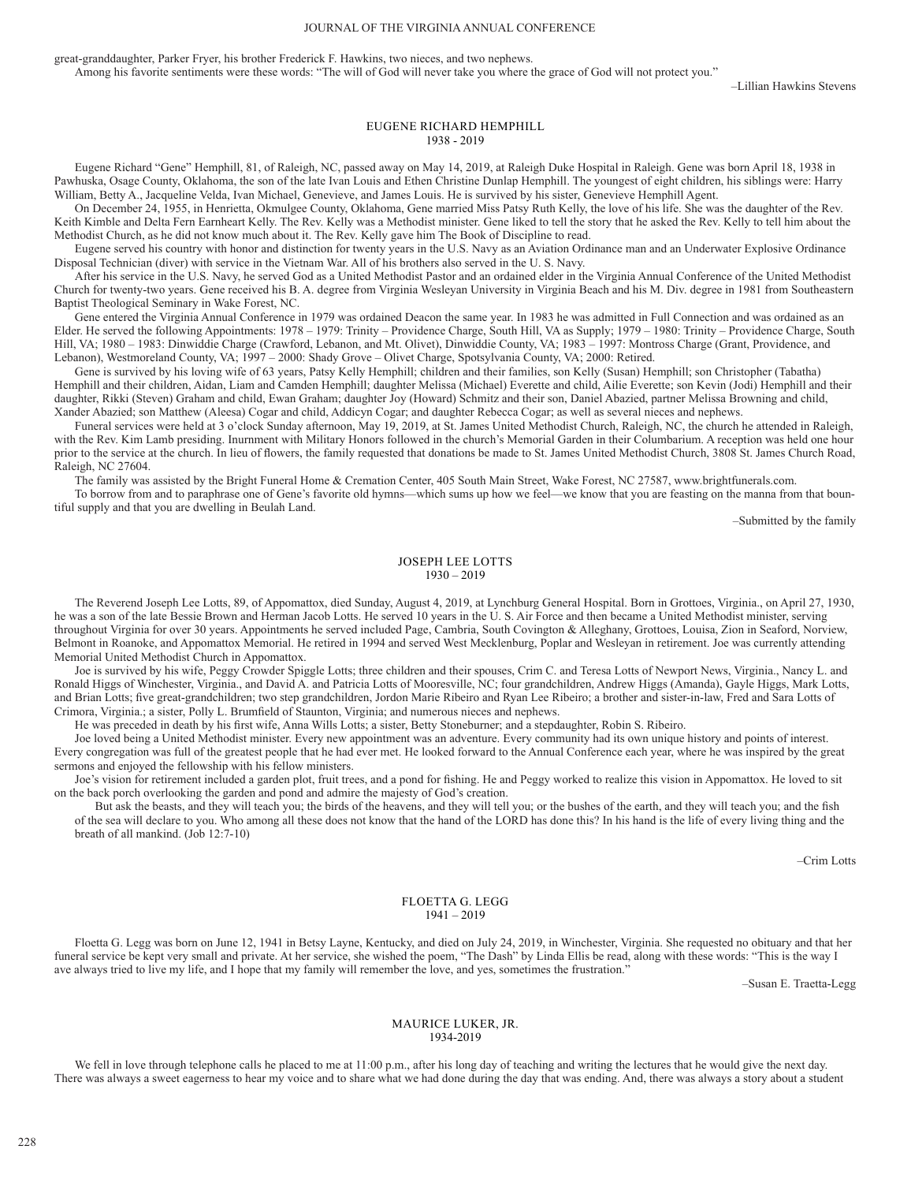great-granddaughter, Parker Fryer, his brother Frederick F. Hawkins, two nieces, and two nephews.

Among his favorite sentiments were these words: "The will of God will never take you where the grace of God will not protect you."

–Lillian Hawkins Stevens

## EUGENE RICHARD HEMPHILL
1938 - 2019

Eugene Richard "Gene" Hemphill, 81, of Raleigh, NC, passed away on May 14, 2019, at Raleigh Duke Hospital in Raleigh. Gene was born April 18, 1938 in Pawhuska, Osage County, Oklahoma, the son of the late Ivan Louis and Ethen Christine Dunlap Hemphill. The youngest of eight children, his siblings were: Harry William, Betty A., Jacqueline Velda, Ivan Michael, Genevieve, and James Louis. He is survived by his sister, Genevieve Hemphill Agent.

On December 24, 1955, in Henrietta, Okmulgee County, Oklahoma, Gene married Miss Patsy Ruth Kelly, the love of his life. She was the daughter of the Rev. Keith Kimble and Delta Fern Earnheart Kelly. The Rev. Kelly was a Methodist minister. Gene liked to tell the story that he asked the Rev. Kelly to tell him about the Methodist Church, as he did not know much about it. The Rev. Kelly gave him The Book of Discipline to read.

Eugene served his country with honor and distinction for twenty years in the U.S. Navy as an Aviation Ordinance man and an Underwater Explosive Ordinance Disposal Technician (diver) with service in the Vietnam War. All of his brothers also served in the U. S. Navy.

After his service in the U.S. Navy, he served God as a United Methodist Pastor and an ordained elder in the Virginia Annual Conference of the United Methodist Church for twenty-two years. Gene received his B. A. degree from Virginia Wesleyan University in Virginia Beach and his M. Div. degree in 1981 from Southeastern Baptist Theological Seminary in Wake Forest, NC.

Gene entered the Virginia Annual Conference in 1979 was ordained Deacon the same year. In 1983 he was admitted in Full Connection and was ordained as an Elder. He served the following Appointments: 1978 – 1979: Trinity – Providence Charge, South Hill, VA as Supply; 1979 – 1980: Trinity – Providence Charge, South Hill, VA; 1980 – 1983: Dinwiddie Charge (Crawford, Lebanon, and Mt. Olivet), Dinwiddie County, VA; 1983 – 1997: Montross Charge (Grant, Providence, and Lebanon), Westmoreland County, VA; 1997 – 2000: Shady Grove – Olivet Charge, Spotsylvania County, VA; 2000: Retired.

Gene is survived by his loving wife of 63 years, Patsy Kelly Hemphill; children and their families, son Kelly (Susan) Hemphill; son Christopher (Tabatha) Hemphill and their children, Aidan, Liam and Camden Hemphill; daughter Melissa (Michael) Everette and child, Ailie Everette; son Kevin (Jodi) Hemphill and their daughter, Rikki (Steven) Graham and child, Ewan Graham; daughter Joy (Howard) Schmitz and their son, Daniel Abazied, partner Melissa Browning and child, Xander Abazied; son Matthew (Aleesa) Cogar and child, Addicyn Cogar; and daughter Rebecca Cogar; as well as several nieces and nephews.

Funeral services were held at 3 o'clock Sunday afternoon, May 19, 2019, at St. James United Methodist Church, Raleigh, NC, the church he attended in Raleigh, with the Rev. Kim Lamb presiding. Inurnment with Military Honors followed in the church's Memorial Garden in their Columbarium. A reception was held one hour prior to the service at the church. In lieu of flowers, the family requested that donations be made to St. James United Methodist Church, 3808 St. James Church Road, Raleigh, NC 27604.

The family was assisted by the Bright Funeral Home & Cremation Center, 405 South Main Street, Wake Forest, NC 27587, www.brightfunerals.com.

To borrow from and to paraphrase one of Gene's favorite old hymns—which sums up how we feel—we know that you are feasting on the manna from that bountiful supply and that you are dwelling in Beulah Land.

–Submitted by the family

## JOSEPH LEE LOTTS
1930 – 2019

The Reverend Joseph Lee Lotts, 89, of Appomattox, died Sunday, August 4, 2019, at Lynchburg General Hospital. Born in Grottoes, Virginia., on April 27, 1930, he was a son of the late Bessie Brown and Herman Jacob Lotts. He served 10 years in the U. S. Air Force and then became a United Methodist minister, serving throughout Virginia for over 30 years. Appointments he served included Page, Cambria, South Covington & Alleghany, Grottoes, Louisa, Zion in Seaford, Norview, Belmont in Roanoke, and Appomattox Memorial. He retired in 1994 and served West Mecklenburg, Poplar and Wesleyan in retirement. Joe was currently attending Memorial United Methodist Church in Appomattox.

Joe is survived by his wife, Peggy Crowder Spiggle Lotts; three children and their spouses, Crim C. and Teresa Lotts of Newport News, Virginia., Nancy L. and Ronald Higgs of Winchester, Virginia., and David A. and Patricia Lotts of Mooresville, NC; four grandchildren, Andrew Higgs (Amanda), Gayle Higgs, Mark Lotts, and Brian Lotts; five great-grandchildren; two step grandchildren, Jordon Marie Ribeiro and Ryan Lee Ribeiro; a brother and sister-in-law, Fred and Sara Lotts of Crimora, Virginia.; a sister, Polly L. Brumfield of Staunton, Virginia; and numerous nieces and nephews.

He was preceded in death by his first wife, Anna Wills Lotts; a sister, Betty Stoneburner; and a stepdaughter, Robin S. Ribeiro.

Joe loved being a United Methodist minister. Every new appointment was an adventure. Every community had its own unique history and points of interest. Every congregation was full of the greatest people that he had ever met. He looked forward to the Annual Conference each year, where he was inspired by the great sermons and enjoyed the fellowship with his fellow ministers.

Joe's vision for retirement included a garden plot, fruit trees, and a pond for fishing. He and Peggy worked to realize this vision in Appomattox. He loved to sit on the back porch overlooking the garden and pond and admire the majesty of God's creation.

> But ask the beasts, and they will teach you; the birds of the heavens, and they will tell you; or the bushes of the earth, and they will teach you; and the fish of the sea will declare to you. Who among all these does not know that the hand of the LORD has done this? In his hand is the life of every living thing and the breath of all mankind. (Job 12:7-10)

–Crim Lotts

## FLOETTA G. LEGG
1941 – 2019

Floetta G. Legg was born on June 12, 1941 in Betsy Layne, Kentucky, and died on July 24, 2019, in Winchester, Virginia. She requested no obituary and that her funeral service be kept very small and private. At her service, she wished the poem, "The Dash" by Linda Ellis be read, along with these words: "This is the way I ave always tried to live my life, and I hope that my family will remember the love, and yes, sometimes the frustration."

–Susan E. Traetta-Legg

## MAURICE LUKER, JR.
1934-2019

We fell in love through telephone calls he placed to me at 11:00 p.m., after his long day of teaching and writing the lectures that he would give the next day. There was always a sweet eagerness to hear my voice and to share what we had done during the day that was ending. And, there was always a story about a student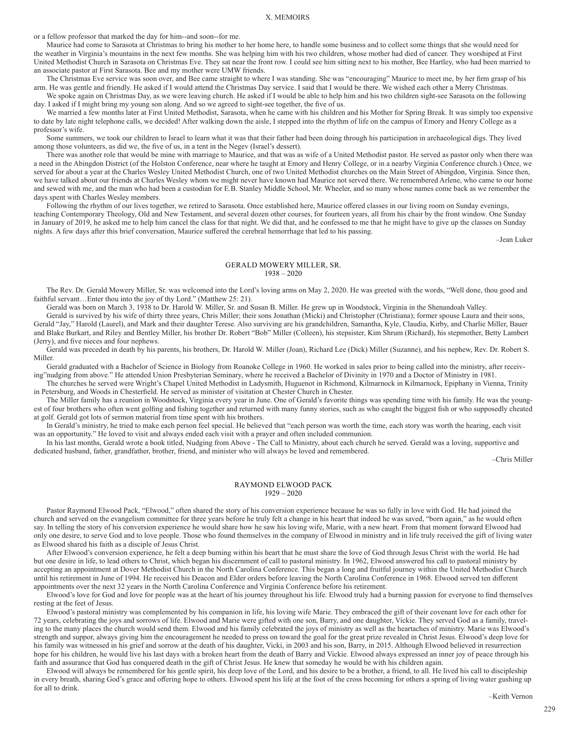or a fellow professor that marked the day for him--and soon--for me.

Maurice had come to Sarasota at Christmas to bring his mother to her home here, to handle some business and to collect some things that she would need for the weather in Virginia's mountains in the next few months. She was helping him with his two children, whose mother had died of cancer. They worshiped at First United Methodist Church in Sarasota on Christmas Eve. They sat near the front row. I could see him sitting next to his mother, Bee Hartley, who had been married to an associate pastor at First Sarasota. Bee and my mother were UMW friends.

The Christmas Eve service was soon over, and Bee came straight to where I was standing. She was "encouraging" Maurice to meet me, by her firm grasp of his arm. He was gentle and friendly. He asked if I would attend the Christmas Day service. I said that I would be there. We wished each other a Merry Christmas.

We spoke again on Christmas Day, as we were leaving church. He asked if I would be able to help him and his two children sight-see Sarasota on the following day. I asked if I might bring my young son along. And so we agreed to sight-see together, the five of us.

We married a few months later at First United Methodist, Sarasota, when he came with his children and his Mother for Spring Break. It was simply too expensive to date by late night telephone calls, we decided! After walking down the aisle, I stepped into the rhythm of life on the campus of Emory and Henry College as a professor's wife.

Some summers, we took our children to Israel to learn what it was that their father had been doing through his participation in archaeological digs. They lived among those volunteers, as did we, the five of us, in a tent in the Negev (Israel's dessert).

There was another role that would be mine with marriage to Maurice, and that was as wife of a United Methodist pastor. He served as pastor only when there was a need in the Abingdon District (of the Holston Conference, near where he taught at Emory and Henry College, or in a nearby Virginia Conference church.) Once, we served for about a year at the Charles Wesley United Methodist Church, one of two United Methodist churches on the Main Street of Abingdon, Virginia. Since then, we have talked about our friends at Charles Wesley whom we might never have known had Maurice not served there. We remembered Arlene, who came to our home and sewed with me, and the man who had been a custodian for E.B. Stanley Middle School, Mr. Wheeler, and so many whose names come back as we remember the days spent with Charles Wesley members.

Following the rhythm of our lives together, we retired to Sarasota. Once established here, Maurice offered classes in our living room on Sunday evenings, teaching Contemporary Theology, Old and New Testament, and several dozen other courses, for fourteen years, all from his chair by the front window. One Sunday in January of 2019, he asked me to help him cancel the class for that night. We did that, and he confessed to me that he might have to give up the classes on Sunday nights. A few days after this brief conversation, Maurice suffered the cerebral hemorrhage that led to his passing.

–Jean Luker

## GERALD MOWERY MILLER, SR.
1938 – 2020

The Rev. Dr. Gerald Mowery Miller, Sr. was welcomed into the Lord's loving arms on May 2, 2020. He was greeted with the words, "Well done, thou good and faithful servant…Enter thou into the joy of thy Lord." (Matthew 25: 21).

Gerald was born on March 3, 1938 to Dr. Harold W. Miller, Sr. and Susan B. Miller. He grew up in Woodstock, Virginia in the Shenandoah Valley.

Gerald is survived by his wife of thirty three years, Chris Miller; their sons Jonathan (Micki) and Christopher (Christiana); former spouse Laura and their sons, Gerald "Jay," Harold (Laurel), and Mark and their daughter Terese. Also surviving are his grandchildren, Samantha, Kyle, Claudia, Kirby, and Charlie Miller, Bauer and Blake Burkart, and Riley and Bentley Miller, his brother Dr. Robert "Bob" Miller (Colleen), his stepsister, Kim Shrum (Richard), his stepmother, Betty Lambert (Jerry), and five nieces and four nephews.

Gerald was preceded in death by his parents, his brothers, Dr. Harold W. Miller (Joan), Richard Lee (Dick) Miller (Suzanne), and his nephew, Rev. Dr. Robert S. Miller.

Gerald graduated with a Bachelor of Science in Biology from Roanoke College in 1960. He worked in sales prior to being called into the ministry, after receiving"nudging from above." He attended Union Presbyterian Seminary, where he received a Bachelor of Divinity in 1970 and a Doctor of Ministry in 1981.

The churches he served were Wright's Chapel United Methodist in Ladysmith, Huguenot in Richmond, Kilmarnock in Kilmarnock, Epiphany in Vienna, Trinity in Petersburg, and Woods in Chesterfield. He served as minister of visitation at Chester Church in Chester.

The Miller family has a reunion in Woodstock, Virginia every year in June. One of Gerald's favorite things was spending time with his family. He was the youngest of four brothers who often went golfing and fishing together and returned with many funny stories, such as who caught the biggest fish or who supposedly cheated at golf. Gerald got lots of sermon material from time spent with his brothers.

In Gerald's ministry, he tried to make each person feel special. He believed that "each person was worth the time, each story was worth the hearing, each visit was an opportunity." He loved to visit and always ended each visit with a prayer and often included communion.

In his last months, Gerald wrote a book titled, Nudging from Above - The Call to Ministry, about each church he served. Gerald was a loving, supportive and dedicated husband, father, grandfather, brother, friend, and minister who will always be loved and remembered.

–Chris Miller

## RAYMOND ELWOOD PACK
1929 – 2020

Pastor Raymond Elwood Pack, "Elwood," often shared the story of his conversion experience because he was so fully in love with God. He had joined the church and served on the evangelism committee for three years before he truly felt a change in his heart that indeed he was saved, "born again," as he would often say. In telling the story of his conversion experience he would share how he saw his loving wife, Marie, with a new heart. From that moment forward Elwood had only one desire, to serve God and to love people. Those who found themselves in the company of Elwood in ministry and in life truly received the gift of living water as Elwood shared his faith as a disciple of Jesus Christ.

After Elwood's conversion experience, he felt a deep burning within his heart that he must share the love of God through Jesus Christ with the world. He had but one desire in life, to lead others to Christ, which began his discernment of call to pastoral ministry. In 1962, Elwood answered his call to pastoral ministry by accepting an appointment at Dover Methodist Church in the North Carolina Conference. This began a long and fruitful journey within the United Methodist Church until his retirement in June of 1994. He received his Deacon and Elder orders before leaving the North Carolina Conference in 1968. Elwood served ten different appointments over the next 32 years in the North Carolina Conference and Virginia Conference before his retirement.

Elwood's love for God and love for people was at the heart of his journey throughout his life. Elwood truly had a burning passion for everyone to find themselves resting at the feet of Jesus.

Elwood's pastoral ministry was complemented by his companion in life, his loving wife Marie. They embraced the gift of their covenant love for each other for 72 years, celebrating the joys and sorrows of life. Elwood and Marie were gifted with one son, Barry, and one daughter, Vickie. They served God as a family, traveling to the many places the church would send them. Elwood and his family celebrated the joys of ministry as well as the heartaches of ministry. Marie was Elwood's strength and suppor, always giving him the encouragement he needed to press on toward the goal for the great prize revealed in Christ Jesus. Elwood's deep love for his family was witnessed in his grief and sorrow at the death of his daughter, Vicki, in 2003 and his son, Barry, in 2015. Although Elwood believed in resurrection hope for his children, he would live his last days with a broken heart from the death of Barry and Vickie. Elwood always expressed an inner joy of peace through his faith and assurance that God has conquered death in the gift of Christ Jesus. He knew that someday he would be with his children again.

Elwood will always be remembered for his gentle spirit, his deep love of the Lord, and his desire to be a brother, a friend, to all. He lived his call to discipleship in every breath, sharing God's grace and offering hope to others. Elwood spent his life at the foot of the cross becoming for others a spring of living water gushing up for all to drink.

–Keith Vernon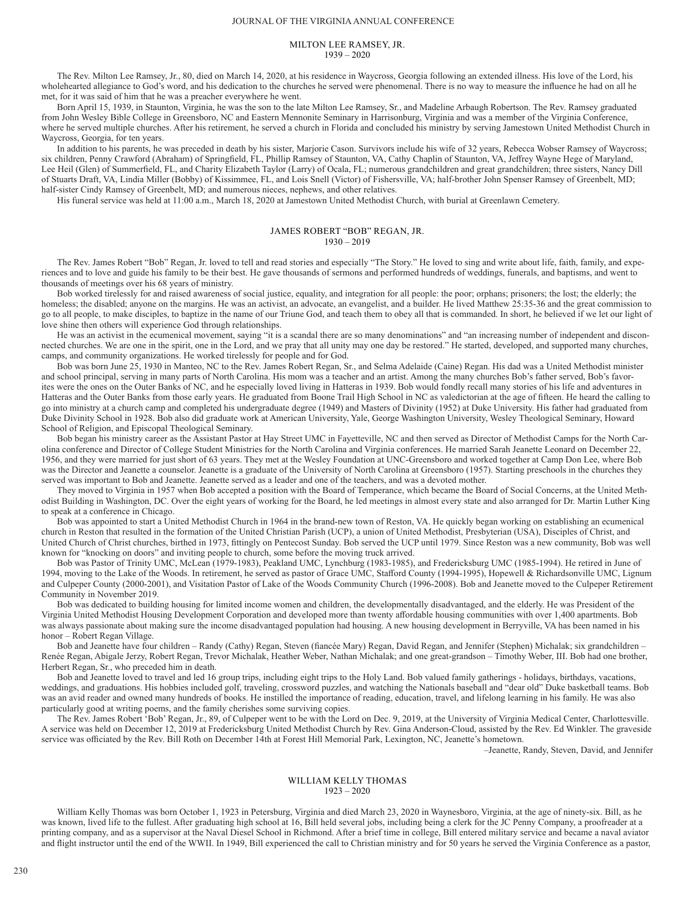## MILTON LEE RAMSEY, JR.
1939 – 2020

The Rev. Milton Lee Ramsey, Jr., 80, died on March 14, 2020, at his residence in Waycross, Georgia following an extended illness. His love of the Lord, his wholehearted allegiance to God's word, and his dedication to the churches he served were phenomenal. There is no way to measure the influence he had on all he met, for it was said of him that he was a preacher everywhere he went.

Born April 15, 1939, in Staunton, Virginia, he was the son to the late Milton Lee Ramsey, Sr., and Madeline Arbaugh Robertson. The Rev. Ramsey graduated from John Wesley Bible College in Greensboro, NC and Eastern Mennonite Seminary in Harrisonburg, Virginia and was a member of the Virginia Conference, where he served multiple churches. After his retirement, he served a church in Florida and concluded his ministry by serving Jamestown United Methodist Church in Waycross, Georgia, for ten years.

In addition to his parents, he was preceded in death by his sister, Marjorie Cason. Survivors include his wife of 32 years, Rebecca Wobser Ramsey of Waycross; six children, Penny Crawford (Abraham) of Springfield, FL, Phillip Ramsey of Staunton, VA, Cathy Chaplin of Staunton, VA, Jeffrey Wayne Hege of Maryland, Lee Heil (Glen) of Summerfield, FL, and Charity Elizabeth Taylor (Larry) of Ocala, FL; numerous grandchildren and great grandchildren; three sisters, Nancy Dill of Stuarts Draft, VA, Lindia Miller (Bobby) of Kissimmee, FL, and Lois Snell (Victor) of Fishersville, VA; half-brother John Spenser Ramsey of Greenbelt, MD; half-sister Cindy Ramsey of Greenbelt, MD; and numerous nieces, nephews, and other relatives.

His funeral service was held at 11:00 a.m., March 18, 2020 at Jamestown United Methodist Church, with burial at Greenlawn Cemetery.

## JAMES ROBERT "BOB" REGAN, JR.
1930 – 2019

The Rev. James Robert "Bob" Regan, Jr. loved to tell and read stories and especially "The Story." He loved to sing and write about life, faith, family, and experiences and to love and guide his family to be their best. He gave thousands of sermons and performed hundreds of weddings, funerals, and baptisms, and went to thousands of meetings over his 68 years of ministry.

Bob worked tirelessly for and raised awareness of social justice, equality, and integration for all people: the poor; orphans; prisoners; the lost; the elderly; the homeless; the disabled; anyone on the margins. He was an activist, an advocate, an evangelist, and a builder. He lived Matthew 25:35-36 and the great commission to go to all people, to make disciples, to baptize in the name of our Triune God, and teach them to obey all that is commanded. In short, he believed if we let our light of love shine then others will experience God through relationships.

He was an activist in the ecumenical movement, saying "it is a scandal there are so many denominations" and "an increasing number of independent and disconnected churches. We are one in the spirit, one in the Lord, and we pray that all unity may one day be restored." He started, developed, and supported many churches, camps, and community organizations. He worked tirelessly for people and for God.

Bob was born June 25, 1930 in Manteo, NC to the Rev. James Robert Regan, Sr., and Selma Adelaide (Caine) Regan. His dad was a United Methodist minister and school principal, serving in many parts of North Carolina. His mom was a teacher and an artist. Among the many churches Bob's father served, Bob's favorites were the ones on the Outer Banks of NC, and he especially loved living in Hatteras in 1939. Bob would fondly recall many stories of his life and adventures in Hatteras and the Outer Banks from those early years. He graduated from Boone Trail High School in NC as valedictorian at the age of fifteen. He heard the calling to go into ministry at a church camp and completed his undergraduate degree (1949) and Masters of Divinity (1952) at Duke University. His father had graduated from Duke Divinity School in 1928. Bob also did graduate work at American University, Yale, George Washington University, Wesley Theological Seminary, Howard School of Religion, and Episcopal Theological Seminary.

Bob began his ministry career as the Assistant Pastor at Hay Street UMC in Fayetteville, NC and then served as Director of Methodist Camps for the North Carolina conference and Director of College Student Ministries for the North Carolina and Virginia conferences. He married Sarah Jeanette Leonard on December 22, 1956, and they were married for just short of 63 years. They met at the Wesley Foundation at UNC-Greensboro and worked together at Camp Don Lee, where Bob was the Director and Jeanette a counselor. Jeanette is a graduate of the University of North Carolina at Greensboro (1957). Starting preschools in the churches they served was important to Bob and Jeanette. Jeanette served as a leader and one of the teachers, and was a devoted mother.

They moved to Virginia in 1957 when Bob accepted a position with the Board of Temperance, which became the Board of Social Concerns, at the United Methodist Building in Washington, DC. Over the eight years of working for the Board, he led meetings in almost every state and also arranged for Dr. Martin Luther King to speak at a conference in Chicago.

Bob was appointed to start a United Methodist Church in 1964 in the brand-new town of Reston, VA. He quickly began working on establishing an ecumenical church in Reston that resulted in the formation of the United Christian Parish (UCP), a union of United Methodist, Presbyterian (USA), Disciples of Christ, and United Church of Christ churches, birthed in 1973, fittingly on Pentecost Sunday. Bob served the UCP until 1979. Since Reston was a new community, Bob was well known for "knocking on doors" and inviting people to church, some before the moving truck arrived.

Bob was Pastor of Trinity UMC, McLean (1979-1983), Peakland UMC, Lynchburg (1983-1985), and Fredericksburg UMC (1985-1994). He retired in June of 1994, moving to the Lake of the Woods. In retirement, he served as pastor of Grace UMC, Stafford County (1994-1995), Hopewell & Richardsonville UMC, Lignum and Culpeper County (2000-2001), and Visitation Pastor of Lake of the Woods Community Church (1996-2008). Bob and Jeanette moved to the Culpeper Retirement Community in November 2019.

Bob was dedicated to building housing for limited income women and children, the developmentally disadvantaged, and the elderly. He was President of the Virginia United Methodist Housing Development Corporation and developed more than twenty affordable housing communities with over 1,400 apartments. Bob was always passionate about making sure the income disadvantaged population had housing. A new housing development in Berryville, VA has been named in his honor – Robert Regan Village.

Bob and Jeanette have four children – Randy (Cathy) Regan, Steven (fiancée Mary) Regan, David Regan, and Jennifer (Stephen) Michalak; six grandchildren – Renée Regan, Abigale Jerzy, Robert Regan, Trevor Michalak, Heather Weber, Nathan Michalak; and one great-grandson – Timothy Weber, III. Bob had one brother, Herbert Regan, Sr., who preceded him in death.

Bob and Jeanette loved to travel and led 16 group trips, including eight trips to the Holy Land. Bob valued family gatherings - holidays, birthdays, vacations, weddings, and graduations. His hobbies included golf, traveling, crossword puzzles, and watching the Nationals baseball and "dear old" Duke basketball teams. Bob was an avid reader and owned many hundreds of books. He instilled the importance of reading, education, travel, and lifelong learning in his family. He was also particularly good at writing poems, and the family cherishes some surviving copies.

The Rev. James Robert 'Bob' Regan, Jr., 89, of Culpeper went to be with the Lord on Dec. 9, 2019, at the University of Virginia Medical Center, Charlottesville. A service was held on December 12, 2019 at Fredericksburg United Methodist Church by Rev. Gina Anderson-Cloud, assisted by the Rev. Ed Winkler. The graveside service was officiated by the Rev. Bill Roth on December 14th at Forest Hill Memorial Park, Lexington, NC, Jeanette's hometown.

–Jeanette, Randy, Steven, David, and Jennifer

## WILLIAM KELLY THOMAS
1923 – 2020

William Kelly Thomas was born October 1, 1923 in Petersburg, Virginia and died March 23, 2020 in Waynesboro, Virginia, at the age of ninety-six. Bill, as he was known, lived life to the fullest. After graduating high school at 16, Bill held several jobs, including being a clerk for the JC Penny Company, a proofreader at a printing company, and as a supervisor at the Naval Diesel School in Richmond. After a brief time in college, Bill entered military service and became a naval aviator and flight instructor until the end of the WWII. In 1949, Bill experienced the call to Christian ministry and for 50 years he served the Virginia Conference as a pastor,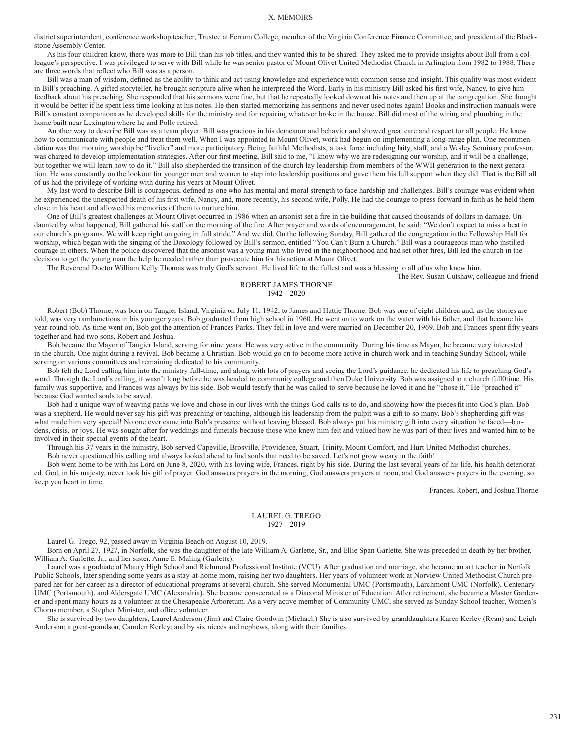district superintendent, conference workshop teacher, Trustee at Ferrum College, member of the Virginia Conference Finance Committee, and president of the Blackstone Assembly Center.

As his four children know, there was more to Bill than his job titles, and they wanted this to be shared. They asked me to provide insights about Bill from a colleague's perspective. I was privileged to serve with Bill while he was senior pastor of Mount Olivet United Methodist Church in Arlington from 1982 to 1988. There are three words that reflect who Bill was as a person.

Bill was a man of wisdom, defined as the ability to think and act using knowledge and experience with common sense and insight. This quality was most evident in Bill's preaching. A gifted storyteller, he brought scripture alive when he interpreted the Word. Early in his ministry Bill asked his first wife, Nancy, to give him feedback about his preaching. She responded that his sermons were fine, but that he repeatedly looked down at his notes and then up at the congregation. She thought it would be better if he spent less time looking at his notes. He then started memorizing his sermons and never used notes again! Books and instruction manuals were Bill's constant companions as he developed skills for the ministry and for repairing whatever broke in the house. Bill did most of the wiring and plumbing in the home built near Lexington where he and Polly retired.

Another way to describe Bill was as a team player. Bill was gracious in his demeanor and behavior and showed great care and respect for all people. He knew how to communicate with people and treat them well. When I was appointed to Mount Olivet, work had begun on implementing a long-range plan. One recommendation was that morning worship be "livelier" and more participatory. Being faithful Methodists, a task force including laity, staff, and a Wesley Seminary professor, was charged to develop implementation strategies. After our first meeting, Bill said to me, "I know why we are redesigning our worship, and it will be a challenge, but together we will learn how to do it." Bill also shepherded the transition of the church lay leadership from members of the WWII generation to the next generation. He was constantly on the lookout for younger men and women to step into leadership positions and gave them his full support when they did. That is the Bill all of us had the privilege of working with during his years at Mount Olivet.

My last word to describe Bill is courageous, defined as one who has mental and moral strength to face hardship and challenges. Bill's courage was evident when he experienced the unexpected death of his first wife, Nancy, and, more recently, his second wife, Polly. He had the courage to press forward in faith as he held them close in his heart and allowed his memories of them to nurture him.

One of Bill's greatest challenges at Mount Olivet occurred in 1986 when an arsonist set a fire in the building that caused thousands of dollars in damage. Undaunted by what happened, Bill gathered his staff on the morning of the fire. After prayer and words of encouragement, he said: "We don't expect to miss a beat in our church's programs. We will keep right on going in full stride." And we did. On the following Sunday, Bill gathered the congregation in the Fellowship Hall for worship, which began with the singing of the Doxology followed by Bill's sermon, entitled "You Can't Burn a Church." Bill was a courageous man who instilled courage in others. When the police discovered that the arsonist was a young man who lived in the neighborhood and had set other fires, Bill led the church in the decision to get the young man the help he needed rather than prosecute him for his action at Mount Olivet.

The Reverend Doctor William Kelly Thomas was truly God's servant. He lived life to the fullest and was a blessing to all of us who knew him.

–The Rev. Susan Cutshaw, colleague and friend

## ROBERT JAMES THORNE
1942 – 2020

Robert (Bob) Thorne, was born on Tangier Island, Virginia on July 11, 1942, to James and Hattie Thorne. Bob was one of eight children and, as the stories are told, was very rambunctious in his younger years. Bob graduated from high school in 1960. He went on to work on the water with his father, and that became his year-round job. As time went on, Bob got the attention of Frances Parks. They fell in love and were married on December 20, 1969. Bob and Frances spent fifty years together and had two sons, Robert and Joshua.

Bob became the Mayor of Tangier Island, serving for nine years. He was very active in the community. During his time as Mayor, he became very interested in the church. One night during a revival, Bob became a Christian. Bob would go on to become more active in church work and in teaching Sunday School, while serving on various committees and remaining dedicated to his community.

Bob felt the Lord calling him into the ministry full-time, and along with lots of prayers and seeing the Lord's guidance, he dedicated his life to preaching God's word. Through the Lord's calling, it wasn't long before he was headed to community college and then Duke University. Bob was assigned to a church full0time. His family was supportive, and Frances was always by his side. Bob would testify that he was called to serve because he loved it and he "chose it." He "preached it" because God wanted souls to be saved.

Bob had a unique way of weaving paths we love and chose in our lives with the things God calls us to do, and showing how the pieces fit into God's plan. Bob was a shepherd. He would never say his gift was preaching or teaching, although his leadership from the pulpit was a gift to so many. Bob's shepherding gift was what made him very special! No one ever came into Bob's presence without leaving blessed. Bob always put his ministry gift into every situation he faced—burdens, crisis, or joys. He was sought after for weddings and funerals because those who knew him felt and valued how he was part of their lives and wanted him to be involved in their special events of the heart.

Through his 37 years in the ministry, Bob served Capeville, Brosville, Providence, Stuart, Trinity, Mount Comfort, and Hurt United Methodist churches.

Bob never questioned his calling and always looked ahead to find souls that need to be saved. Let's not grow weary in the faith!

Bob went home to be with his Lord on June 8, 2020, with his loving wife, Frances, right by his side. During the last several years of his life, his health deteriorated. God, in his majesty, never took his gift of prayer. God answers prayers in the morning, God answers prayers at noon, and God answers prayers in the evening, so keep you heart in time.

–Frances, Robert, and Joshua Thorne

## LAUREL G. TREGO
1927 – 2019

Laurel G. Trego, 92, passed away in Virginia Beach on August 10, 2019.

Born on April 27, 1927, in Norfolk, she was the daughter of the late William A. Garlette, Sr., and Ellie Span Garlette. She was preceded in death by her brother, William A. Garlette, Jr., and her sister, Anne E. Maling (Garlette).

Laurel was a graduate of Maury High School and Richmond Professional Institute (VCU). After graduation and marriage, she became an art teacher in Norfolk Public Schools, later spending some years as a stay-at-home mom, raising her two daughters. Her years of volunteer work at Norview United Methodist Church prepared her for her career as a director of educational programs at several church. She served Monumental UMC (Portsmouth), Larchmont UMC (Norfolk), Centenary UMC (Portsmouth), and Aldersgate UMC (Alexandria). She became consecrated as a Diaconal Minister of Education. After retirement, she became a Master Gardener and spent many hours as a volunteer at the Chesapeake Arboretum. As a very active member of Community UMC, she served as Sunday School teacher, Women's Chorus member, a Stephen Minister, and office volunteer.

She is survived by two daughters, Laurel Anderson (Jim) and Claire Goodwin (Michael.) She is also survived by granddaughters Karen Kerley (Ryan) and Leigh Anderson; a great-grandson, Camden Kerley; and by six nieces and nephews, along with their families.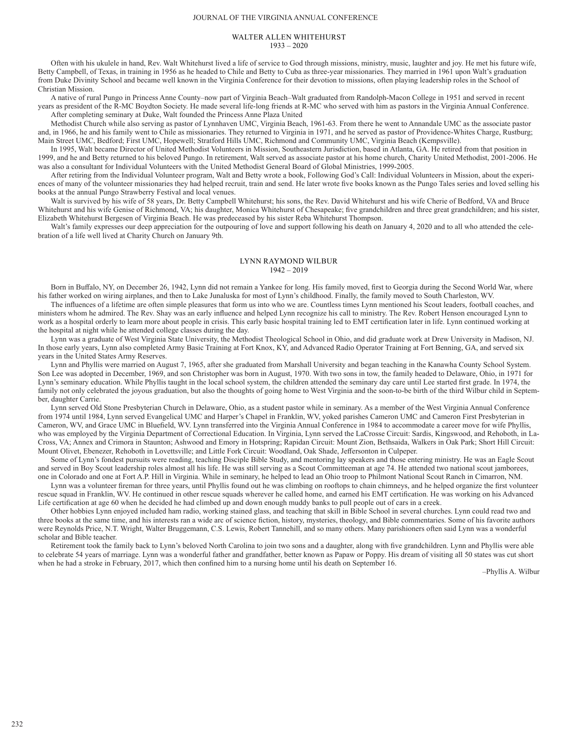## WALTER ALLEN WHITEHURST
1933 – 2020

Often with his ukulele in hand, Rev. Walt Whitehurst lived a life of service to God through missions, ministry, music, laughter and joy. He met his future wife, Betty Campbell, of Texas, in training in 1956 as he headed to Chile and Betty to Cuba as three-year missionaries. They married in 1961 upon Walt's graduation from Duke Divinity School and became well known in the Virginia Conference for their devotion to missions, often playing leadership roles in the School of Christian Mission.

A native of rural Pungo in Princess Anne County–now part of Virginia Beach–Walt graduated from Randolph-Macon College in 1951 and served in recent years as president of the R-MC Boydton Society. He made several life-long friends at R-MC who served with him as pastors in the Virginia Annual Conference.

After completing seminary at Duke, Walt founded the Princess Anne Plaza United

Methodist Church while also serving as pastor of Lynnhaven UMC, Virginia Beach, 1961-63. From there he went to Annandale UMC as the associate pastor and, in 1966, he and his family went to Chile as missionaries. They returned to Virginia in 1971, and he served as pastor of Providence-Whites Charge, Rustburg; Main Street UMC, Bedford; First UMC, Hopewell; Stratford Hills UMC, Richmond and Community UMC, Virginia Beach (Kempsville).

In 1995, Walt became Director of United Methodist Volunteers in Mission, Southeastern Jurisdiction, based in Atlanta, GA. He retired from that position in 1999, and he and Betty returned to his beloved Pungo. In retirement, Walt served as associate pastor at his home church, Charity United Methodist, 2001-2006. He was also a consultant for Individual Volunteers with the United Methodist General Board of Global Ministries, 1999-2005.

After retiring from the Individual Volunteer program, Walt and Betty wrote a book, Following God's Call: Individual Volunteers in Mission, about the experiences of many of the volunteer missionaries they had helped recruit, train and send. He later wrote five books known as the Pungo Tales series and loved selling his books at the annual Pungo Strawberry Festival and local venues.

Walt is survived by his wife of 58 years, Dr. Betty Campbell Whitehurst; his sons, the Rev. David Whitehurst and his wife Cherie of Bedford, VA and Bruce Whitehurst and his wife Genise of Richmond, VA; his daughter, Monica Whitehurst of Chesapeake; five grandchildren and three great grandchildren; and his sister, Elizabeth Whitehurst Bergesen of Virginia Beach. He was predeceased by his sister Reba Whitehurst Thompson.

Walt's family expresses our deep appreciation for the outpouring of love and support following his death on January 4, 2020 and to all who attended the celebration of a life well lived at Charity Church on January 9th.

## LYNN RAYMOND WILBUR
1942 – 2019

Born in Buffalo, NY, on December 26, 1942, Lynn did not remain a Yankee for long. His family moved, first to Georgia during the Second World War, where his father worked on wiring airplanes, and then to Lake Junaluska for most of Lynn's childhood. Finally, the family moved to South Charleston, WV.

The influences of a lifetime are often simple pleasures that form us into who we are. Countless times Lynn mentioned his Scout leaders, football coaches, and ministers whom he admired. The Rev. Shay was an early influence and helped Lynn recognize his call to ministry. The Rev. Robert Henson encouraged Lynn to work as a hospital orderly to learn more about people in crisis. This early basic hospital training led to EMT certification later in life. Lynn continued working at the hospital at night while he attended college classes during the day.

Lynn was a graduate of West Virginia State University, the Methodist Theological School in Ohio, and did graduate work at Drew University in Madison, NJ. In those early years, Lynn also completed Army Basic Training at Fort Knox, KY, and Advanced Radio Operator Training at Fort Benning, GA, and served six years in the United States Army Reserves.

Lynn and Phyllis were married on August 7, 1965, after she graduated from Marshall University and began teaching in the Kanawha County School System. Son Lee was adopted in December, 1969, and son Christopher was born in August, 1970. With two sons in tow, the family headed to Delaware, Ohio, in 1971 for Lynn's seminary education. While Phyllis taught in the local school system, the children attended the seminary day care until Lee started first grade. In 1974, the family not only celebrated the joyous graduation, but also the thoughts of going home to West Virginia and the soon-to-be birth of the third Wilbur child in September, daughter Carrie.

Lynn served Old Stone Presbyterian Church in Delaware, Ohio, as a student pastor while in seminary. As a member of the West Virginia Annual Conference from 1974 until 1984, Lynn served Evangelical UMC and Harper's Chapel in Franklin, WV, yoked parishes Cameron UMC and Cameron First Presbyterian in Cameron, WV, and Grace UMC in Bluefield, WV. Lynn transferred into the Virginia Annual Conference in 1984 to accommodate a career move for wife Phyllis, who was employed by the Virginia Department of Correctional Education. In Virginia, Lynn served the LaCrosse Circuit: Sardis, Kingswood, and Rehoboth, in LaCross, VA; Annex and Crimora in Staunton; Ashwood and Emory in Hotspring; Rapidan Circuit: Mount Zion, Bethsaida, Walkers in Oak Park; Short Hill Circuit: Mount Olivet, Ebenezer, Rehoboth in Lovettsville; and Little Fork Circuit: Woodland, Oak Shade, Jeffersonton in Culpeper.

Some of Lynn's fondest pursuits were reading, teaching Disciple Bible Study, and mentoring lay speakers and those entering ministry. He was an Eagle Scout and served in Boy Scout leadership roles almost all his life. He was still serving as a Scout Committeeman at age 74. He attended two national scout jamborees, one in Colorado and one at Fort A.P. Hill in Virginia. While in seminary, he helped to lead an Ohio troop to Philmont National Scout Ranch in Cimarron, NM.

Lynn was a volunteer fireman for three years, until Phyllis found out he was climbing on rooftops to chain chimneys, and he helped organize the first volunteer rescue squad in Franklin, WV. He continued in other rescue squads wherever he called home, and earned his EMT certification. He was working on his Advanced Life certification at age 60 when he decided he had climbed up and down enough muddy banks to pull people out of cars in a creek.

Other hobbies Lynn enjoyed included ham radio, working stained glass, and teaching that skill in Bible School in several churches. Lynn could read two and three books at the same time, and his interests ran a wide arc of science fiction, history, mysteries, theology, and Bible commentaries. Some of his favorite authors were Reynolds Price, N.T. Wright, Walter Bruggemann, C.S. Lewis, Robert Tannehill, and so many others. Many parishioners often said Lynn was a wonderful scholar and Bible teacher.

Retirement took the family back to Lynn's beloved North Carolina to join two sons and a daughter, along with five grandchildren. Lynn and Phyllis were able to celebrate 54 years of marriage. Lynn was a wonderful father and grandfather, better known as Papaw or Poppy. His dream of visiting all 50 states was cut short when he had a stroke in February, 2017, which then confined him to a nursing home until his death on September 16.

–Phyllis A. Wilbur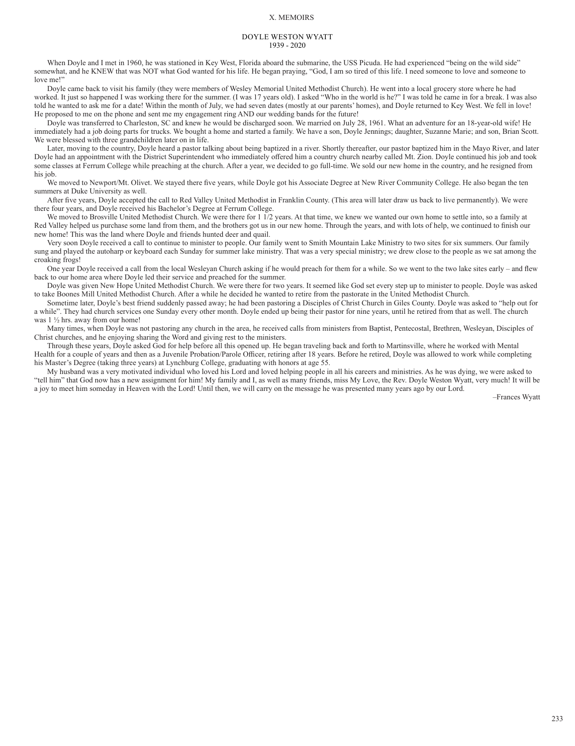## X. MEMOIRS

### DOYLE WESTON WYATT
1939 - 2020

When Doyle and I met in 1960, he was stationed in Key West, Florida aboard the submarine, the USS Picuda. He had experienced "being on the wild side" somewhat, and he KNEW that was NOT what God wanted for his life. He began praying, "God, I am so tired of this life. I need someone to love and someone to love me!"

Doyle came back to visit his family (they were members of Wesley Memorial United Methodist Church). He went into a local grocery store where he had worked. It just so happened I was working there for the summer. (I was 17 years old). I asked "Who in the world is he?" I was told he came in for a break. I was also told he wanted to ask me for a date! Within the month of July, we had seven dates (mostly at our parents' homes), and Doyle returned to Key West. We fell in love! He proposed to me on the phone and sent me my engagement ring AND our wedding bands for the future!

Doyle was transferred to Charleston, SC and knew he would be discharged soon. We married on July 28, 1961. What an adventure for an 18-year-old wife! He immediately had a job doing parts for trucks. We bought a home and started a family. We have a son, Doyle Jennings; daughter, Suzanne Marie; and son, Brian Scott. We were blessed with three grandchildren later on in life.

Later, moving to the country, Doyle heard a pastor talking about being baptized in a river. Shortly thereafter, our pastor baptized him in the Mayo River, and later Doyle had an appointment with the District Superintendent who immediately offered him a country church nearby called Mt. Zion. Doyle continued his job and took some classes at Ferrum College while preaching at the church. After a year, we decided to go full-time. We sold our new home in the country, and he resigned from his job.

We moved to Newport/Mt. Olivet. We stayed there five years, while Doyle got his Associate Degree at New River Community College. He also began the ten summers at Duke University as well.

After five years, Doyle accepted the call to Red Valley United Methodist in Franklin County. (This area will later draw us back to live permanently). We were there four years, and Doyle received his Bachelor's Degree at Ferrum College.

We moved to Brosville United Methodist Church. We were there for 1 1/2 years. At that time, we knew we wanted our own home to settle into, so a family at Red Valley helped us purchase some land from them, and the brothers got us in our new home. Through the years, and with lots of help, we continued to finish our new home! This was the land where Doyle and friends hunted deer and quail.

Very soon Doyle received a call to continue to minister to people. Our family went to Smith Mountain Lake Ministry to two sites for six summers. Our family sung and played the autoharp or keyboard each Sunday for summer lake ministry. That was a very special ministry; we drew close to the people as we sat among the croaking frogs!

One year Doyle received a call from the local Wesleyan Church asking if he would preach for them for a while. So we went to the two lake sites early – and flew back to our home area where Doyle led their service and preached for the summer.

Doyle was given New Hope United Methodist Church. We were there for two years. It seemed like God set every step up to minister to people. Doyle was asked to take Boones Mill United Methodist Church. After a while he decided he wanted to retire from the pastorate in the United Methodist Church.

Sometime later, Doyle's best friend suddenly passed away; he had been pastoring a Disciples of Christ Church in Giles County. Doyle was asked to "help out for a while". They had church services one Sunday every other month. Doyle ended up being their pastor for nine years, until he retired from that as well. The church was 1 ½ hrs. away from our home!

Many times, when Doyle was not pastoring any church in the area, he received calls from ministers from Baptist, Pentecostal, Brethren, Wesleyan, Disciples of Christ churches, and he enjoying sharing the Word and giving rest to the ministers.

Through these years, Doyle asked God for help before all this opened up. He began traveling back and forth to Martinsville, where he worked with Mental Health for a couple of years and then as a Juvenile Probation/Parole Officer, retiring after 18 years. Before he retired, Doyle was allowed to work while completing his Master's Degree (taking three years) at Lynchburg College, graduating with honors at age 55.

My husband was a very motivated individual who loved his Lord and loved helping people in all his careers and ministries. As he was dying, we were asked to "tell him" that God now has a new assignment for him! My family and I, as well as many friends, miss My Love, the Rev. Doyle Weston Wyatt, very much! It will be a joy to meet him someday in Heaven with the Lord! Until then, we will carry on the message he was presented many years ago by our Lord.

–Frances Wyatt